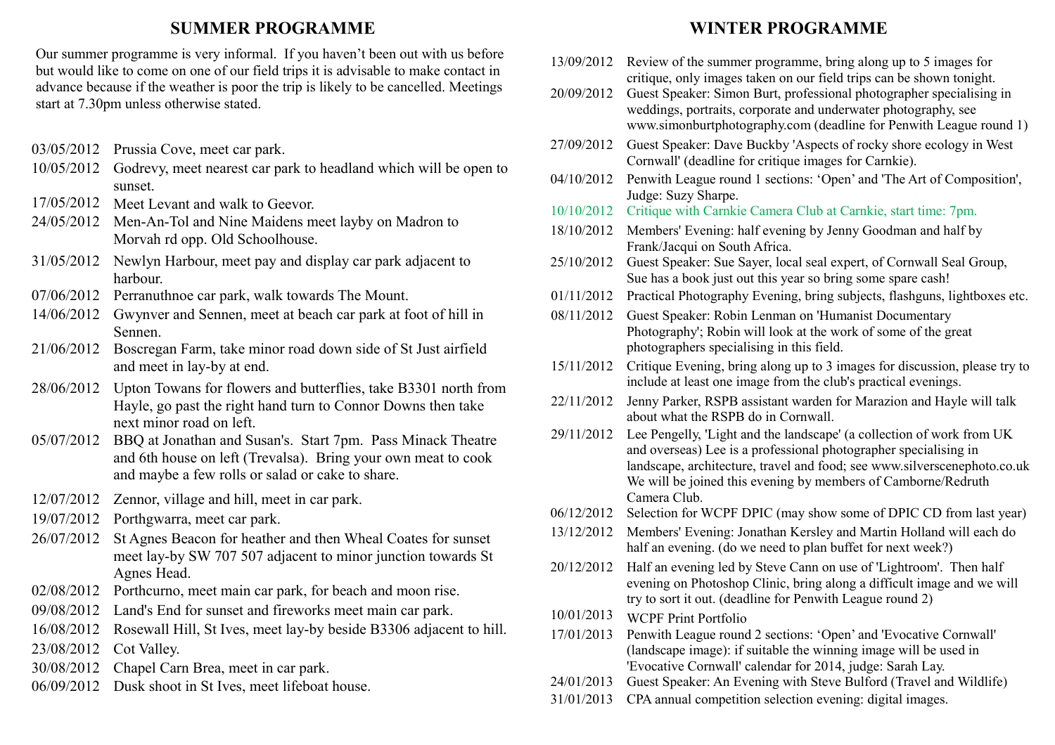## SUMMER PROGRAMME

Our summer programme is very informal. If you haven't been out with us before but would like to come on one of our field trips it is advisable to make contact in advance because if the weather is poor the trip is likely to be cancelled. Meetings start at 7.30pm unless otherwise stated.

| | |
|---|---|
| 03/05/2012 | Prussia Cove, meet car park. |
| 10/05/2012 | Godrevy, meet nearest car park to headland which will be open to sunset. |
| 17/05/2012 | Meet Levant and walk to Geevor. |
| 24/05/2012 | Men-An-Tol and Nine Maidens meet layby on Madron to Morvah rd opp. Old Schoolhouse. |
| 31/05/2012 | Newlyn Harbour, meet pay and display car park adjacent to harbour. |
| 07/06/2012 | Perranuthnoe car park, walk towards The Mount. |
| 14/06/2012 | Gwynver and Sennen, meet at beach car park at foot of hill in Sennen. |
| 21/06/2012 | Boscregan Farm, take minor road down side of St Just airfield and meet in lay-by at end. |
| 28/06/2012 | Upton Towans for flowers and butterflies, take B3301 north from Hayle, go past the right hand turn to Connor Downs then take next minor road on left. |
| 05/07/2012 | BBQ at Jonathan and Susan's. Start 7pm. Pass Minack Theatre and 6th house on left (Trevalsa). Bring your own meat to cook and maybe a few rolls or salad or cake to share. |
| 12/07/2012 | Zennor, village and hill, meet in car park. |
| 19/07/2012 | Porthgwarra, meet car park. |
| 26/07/2012 | St Agnes Beacon for heather and then Wheal Coates for sunset meet lay-by SW 707 507 adjacent to minor junction towards St Agnes Head. |
| 02/08/2012 | Porthcurno, meet main car park, for beach and moon rise. |
| 09/08/2012 | Land's End for sunset and fireworks meet main car park. |
| 16/08/2012 | Rosewall Hill, St Ives, meet lay-by beside B3306 adjacent to hill. |
| 23/08/2012 | Cot Valley. |
| 30/08/2012 | Chapel Carn Brea, meet in car park. |
| 06/09/2012 | Dusk shoot in St Ives, meet lifeboat house. |

## WINTER PROGRAMME

| | |
|---|---|
| 13/09/2012 | Review of the summer programme, bring along up to 5 images for critique, only images taken on our field trips can be shown tonight. |
| 20/09/2012 | Guest Speaker: Simon Burt, professional photographer specialising in weddings, portraits, corporate and underwater photography, see www.simonburtphotography.com (deadline for Penwith League round 1) |
| 27/09/2012 | Guest Speaker: Dave Buckby 'Aspects of rocky shore ecology in West Cornwall' (deadline for critique images for Carnkie). |
| 04/10/2012 | Penwith League round 1 sections: 'Open' and 'The Art of Composition', Judge: Suzy Sharpe. |
| 10/10/2012 | Critique with Carnkie Camera Club at Carnkie, start time: 7pm. |
| 18/10/2012 | Members' Evening: half evening by Jenny Goodman and half by Frank/Jacqui on South Africa. |
| 25/10/2012 | Guest Speaker: Sue Sayer, local seal expert, of Cornwall Seal Group, Sue has a book just out this year so bring some spare cash! |
| 01/11/2012 | Practical Photography Evening, bring subjects, flashguns, lightboxes etc. |
| 08/11/2012 | Guest Speaker: Robin Lenman on 'Humanist Documentary Photography'; Robin will look at the work of some of the great photographers specialising in this field. |
| 15/11/2012 | Critique Evening, bring along up to 3 images for discussion, please try to include at least one image from the club's practical evenings. |
| 22/11/2012 | Jenny Parker, RSPB assistant warden for Marazion and Hayle will talk about what the RSPB do in Cornwall. |
| 29/11/2012 | Lee Pengelly, 'Light and the landscape' (a collection of work from UK and overseas) Lee is a professional photographer specialising in landscape, architecture, travel and food; see www.silverscenephoto.co.uk We will be joined this evening by members of Camborne/Redruth Camera Club. |
| 06/12/2012 | Selection for WCPF DPIC (may show some of DPIC CD from last year) |
| 13/12/2012 | Members' Evening: Jonathan Kersley and Martin Holland will each do half an evening. (do we need to plan buffet for next week?) |
| 20/12/2012 | Half an evening led by Steve Cann on use of 'Lightroom'. Then half evening on Photoshop Clinic, bring along a difficult image and we will try to sort it out. (deadline for Penwith League round 2) |
| 10/01/2013 | WCPF Print Portfolio |
| 17/01/2013 | Penwith League round 2 sections: 'Open' and 'Evocative Cornwall' (landscape image): if suitable the winning image will be used in 'Evocative Cornwall' calendar for 2014, judge: Sarah Lay. |
| 24/01/2013 | Guest Speaker: An Evening with Steve Bulford (Travel and Wildlife) |
| 31/01/2013 | CPA annual competition selection evening: digital images. |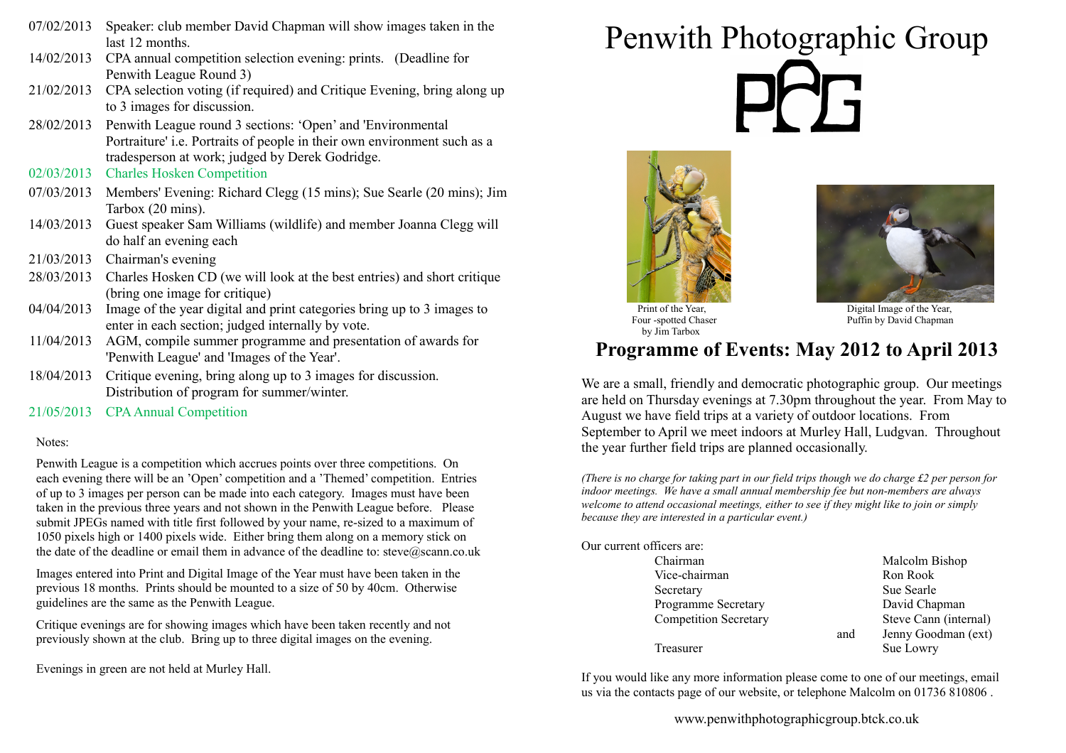07/02/2013 Speaker: club member David Chapman will show images taken in the last 12 months.

14/02/2013 CPA annual competition selection evening: prints. (Deadline for Penwith League Round 3)

21/02/2013 CPA selection voting (if required) and Critique Evening, bring along up to 3 images for discussion.

28/02/2013 Penwith League round 3 sections: 'Open' and 'Environmental Portraiture' i.e. Portraits of people in their own environment such as a tradesperson at work; judged by Derek Godridge.

02/03/2013 Charles Hosken Competition

07/03/2013 Members' Evening: Richard Clegg (15 mins); Sue Searle (20 mins); Jim Tarbox (20 mins).

14/03/2013 Guest speaker Sam Williams (wildlife) and member Joanna Clegg will do half an evening each

21/03/2013 Chairman's evening

28/03/2013 Charles Hosken CD (we will look at the best entries) and short critique (bring one image for critique)

04/04/2013 Image of the year digital and print categories bring up to 3 images to enter in each section; judged internally by vote.

11/04/2013 AGM, compile summer programme and presentation of awards for 'Penwith League' and 'Images of the Year'.

18/04/2013 Critique evening, bring along up to 3 images for discussion. Distribution of program for summer/winter.

21/05/2013 CPA Annual Competition

Notes:

Penwith League is a competition which accrues points over three competitions. On each evening there will be an 'Open' competition and a 'Themed' competition. Entries of up to 3 images per person can be made into each category. Images must have been taken in the previous three years and not shown in the Penwith League before. Please submit JPEGs named with title first followed by your name, re-sized to a maximum of 1050 pixels high or 1400 pixels wide. Either bring them along on a memory stick on the date of the deadline or email them in advance of the deadline to: steve@scann.co.uk

Images entered into Print and Digital Image of the Year must have been taken in the previous 18 months. Prints should be mounted to a size of 50 by 40cm. Otherwise guidelines are the same as the Penwith League.

Critique evenings are for showing images which have been taken recently and not previously shown at the club. Bring up to three digital images on the evening.

Evenings in green are not held at Murley Hall.

# Penwith Photographic Group

PPG

Print of the Year, Four -spotted Chaser by Jim Tarbox

Digital Image of the Year, Puffin by David Chapman

## Programme of Events: May 2012 to April 2013

We are a small, friendly and democratic photographic group. Our meetings are held on Thursday evenings at 7.30pm throughout the year. From May to August we have field trips at a variety of outdoor locations. From September to April we meet indoors at Murley Hall, Ludgvan. Throughout the year further field trips are planned occasionally.

*(There is no charge for taking part in our field trips though we do charge £2 per person for indoor meetings. We have a small annual membership fee but non-members are always welcome to attend occasional meetings, either to see if they might like to join or simply because they are interested in a particular event.)*

Our current officers are:

| | | |
|---|---|---|
| Chairman | | Malcolm Bishop |
| Vice-chairman | | Ron Rook |
| Secretary | | Sue Searle |
| Programme Secretary | | David Chapman |
| Competition Secretary | | Steve Cann (internal) |
| | and | Jenny Goodman (ext) |
| Treasurer | | Sue Lowry |

If you would like any more information please come to one of our meetings, email us via the contacts page of our website, or telephone Malcolm on 01736 810806 .

www.penwithphotographicgroup.btck.co.uk